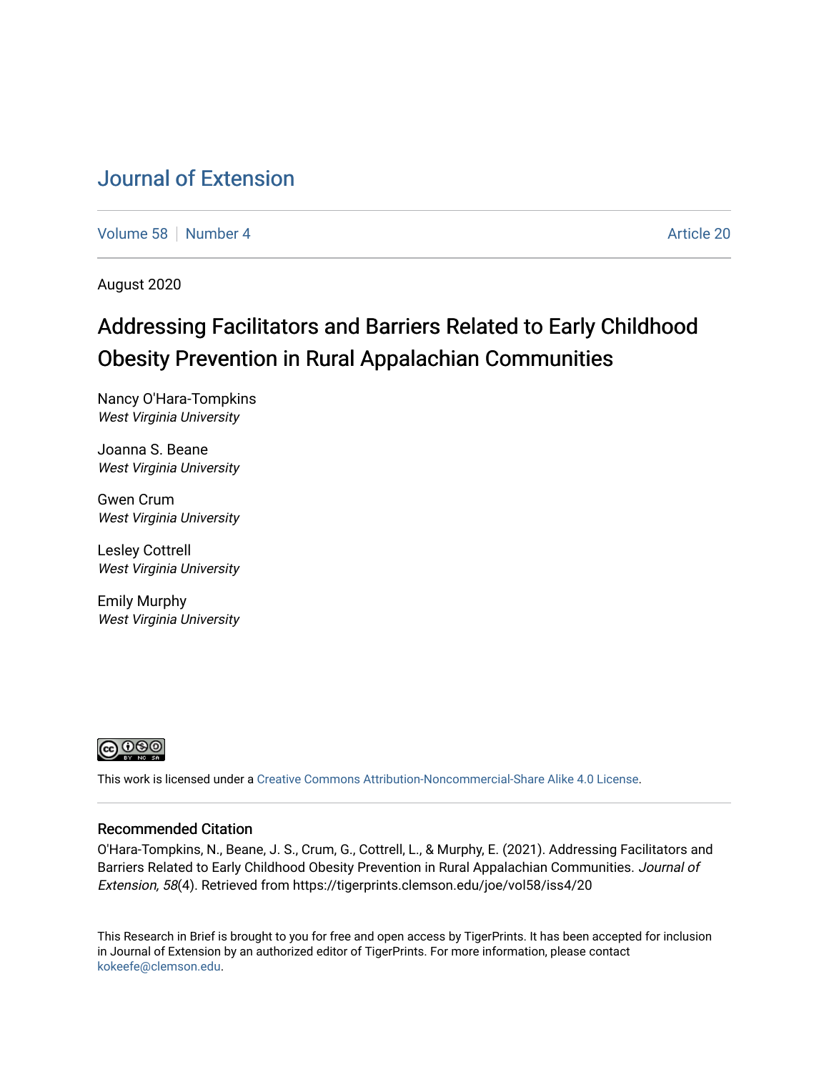# Journal of Extension

Volume 58 | Number 4 | Article 20

August 2020

## Addressing Facilitators and Barriers Related to Early Childhood Obesity Prevention in Rural Appalachian Communities

Nancy O'Hara-Tompkins
*West Virginia University*

Joanna S. Beane
*West Virginia University*

Gwen Crum
*West Virginia University*

Lesley Cottrell
*West Virginia University*

Emily Murphy
*West Virginia University*

This work is licensed under a Creative Commons Attribution-Noncommercial-Share Alike 4.0 License.

### Recommended Citation

O'Hara-Tompkins, N., Beane, J. S., Crum, G., Cottrell, L., & Murphy, E. (2021). Addressing Facilitators and Barriers Related to Early Childhood Obesity Prevention in Rural Appalachian Communities. *Journal of Extension, 58*(4). Retrieved from https://tigerprints.clemson.edu/joe/vol58/iss4/20

This Research in Brief is brought to you for free and open access by TigerPrints. It has been accepted for inclusion in Journal of Extension by an authorized editor of TigerPrints. For more information, please contact kokeefe@clemson.edu.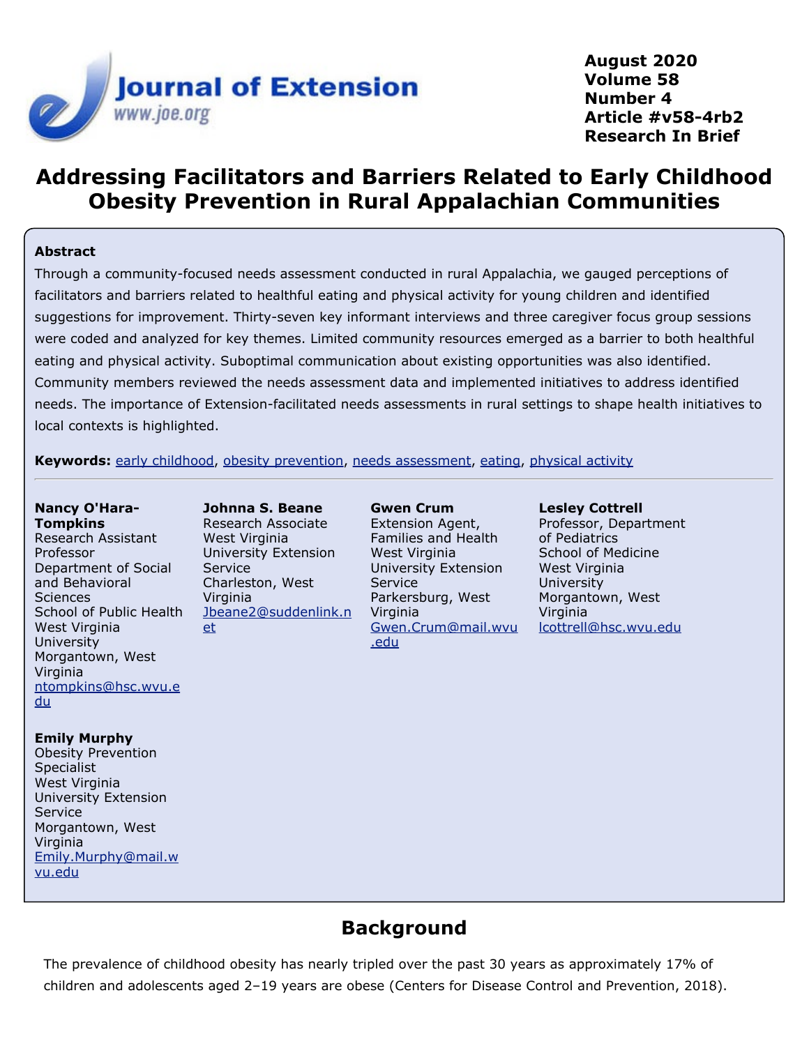# Addressing Facilitators and Barriers Related to Early Childhood Obesity Prevention in Rural Appalachian Communities

## Abstract

Through a community-focused needs assessment conducted in rural Appalachia, we gauged perceptions of facilitators and barriers related to healthful eating and physical activity for young children and identified suggestions for improvement. Thirty-seven key informant interviews and three caregiver focus group sessions were coded and analyzed for key themes. Limited community resources emerged as a barrier to both healthful eating and physical activity. Suboptimal communication about existing opportunities was also identified. Community members reviewed the needs assessment data and implemented initiatives to address identified needs. The importance of Extension-facilitated needs assessments in rural settings to shape health initiatives to local contexts is highlighted.

**Keywords:** early childhood, obesity prevention, needs assessment, eating, physical activity

**Nancy O'Hara-Tompkins**
Research Assistant Professor
Department of Social and Behavioral Sciences
School of Public Health
West Virginia University
Morgantown, West Virginia
ntompkins@hsc.wvu.edu

**Johnna S. Beane**
Research Associate
West Virginia University Extension Service
Charleston, West Virginia
Jbeane2@suddenlink.net

**Gwen Crum**
Extension Agent, Families and Health
West Virginia University Extension Service
Parkersburg, West Virginia
Gwen.Crum@mail.wvu.edu

**Lesley Cottrell**
Professor, Department of Pediatrics
School of Medicine
West Virginia University
Morgantown, West Virginia
lcottrell@hsc.wvu.edu

**Emily Murphy**
Obesity Prevention Specialist
West Virginia University Extension Service
Morgantown, West Virginia
Emily.Murphy@mail.wvu.edu

## Background

The prevalence of childhood obesity has nearly tripled over the past 30 years as approximately 17% of children and adolescents aged 2–19 years are obese (Centers for Disease Control and Prevention, 2018).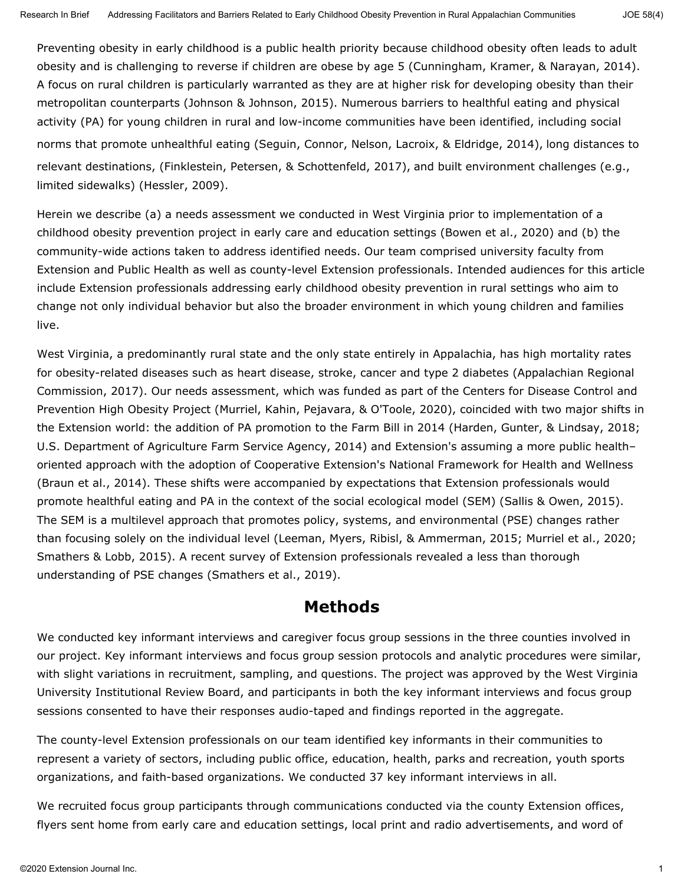Preventing obesity in early childhood is a public health priority because childhood obesity often leads to adult obesity and is challenging to reverse if children are obese by age 5 (Cunningham, Kramer, & Narayan, 2014). A focus on rural children is particularly warranted as they are at higher risk for developing obesity than their metropolitan counterparts (Johnson & Johnson, 2015). Numerous barriers to healthful eating and physical activity (PA) for young children in rural and low-income communities have been identified, including social norms that promote unhealthful eating (Seguin, Connor, Nelson, Lacroix, & Eldridge, 2014), long distances to relevant destinations, (Finklestein, Petersen, & Schottenfeld, 2017), and built environment challenges (e.g., limited sidewalks) (Hessler, 2009).

Herein we describe (a) a needs assessment we conducted in West Virginia prior to implementation of a childhood obesity prevention project in early care and education settings (Bowen et al., 2020) and (b) the community-wide actions taken to address identified needs. Our team comprised university faculty from Extension and Public Health as well as county-level Extension professionals. Intended audiences for this article include Extension professionals addressing early childhood obesity prevention in rural settings who aim to change not only individual behavior but also the broader environment in which young children and families live.

West Virginia, a predominantly rural state and the only state entirely in Appalachia, has high mortality rates for obesity-related diseases such as heart disease, stroke, cancer and type 2 diabetes (Appalachian Regional Commission, 2017). Our needs assessment, which was funded as part of the Centers for Disease Control and Prevention High Obesity Project (Murriel, Kahin, Pejavara, & O'Toole, 2020), coincided with two major shifts in the Extension world: the addition of PA promotion to the Farm Bill in 2014 (Harden, Gunter, & Lindsay, 2018; U.S. Department of Agriculture Farm Service Agency, 2014) and Extension's assuming a more public health–oriented approach with the adoption of Cooperative Extension's National Framework for Health and Wellness (Braun et al., 2014). These shifts were accompanied by expectations that Extension professionals would promote healthful eating and PA in the context of the social ecological model (SEM) (Sallis & Owen, 2015). The SEM is a multilevel approach that promotes policy, systems, and environmental (PSE) changes rather than focusing solely on the individual level (Leeman, Myers, Ribisl, & Ammerman, 2015; Murriel et al., 2020; Smathers & Lobb, 2015). A recent survey of Extension professionals revealed a less than thorough understanding of PSE changes (Smathers et al., 2019).

## Methods

We conducted key informant interviews and caregiver focus group sessions in the three counties involved in our project. Key informant interviews and focus group session protocols and analytic procedures were similar, with slight variations in recruitment, sampling, and questions. The project was approved by the West Virginia University Institutional Review Board, and participants in both the key informant interviews and focus group sessions consented to have their responses audio-taped and findings reported in the aggregate.

The county-level Extension professionals on our team identified key informants in their communities to represent a variety of sectors, including public office, education, health, parks and recreation, youth sports organizations, and faith-based organizations. We conducted 37 key informant interviews in all.

We recruited focus group participants through communications conducted via the county Extension offices, flyers sent home from early care and education settings, local print and radio advertisements, and word of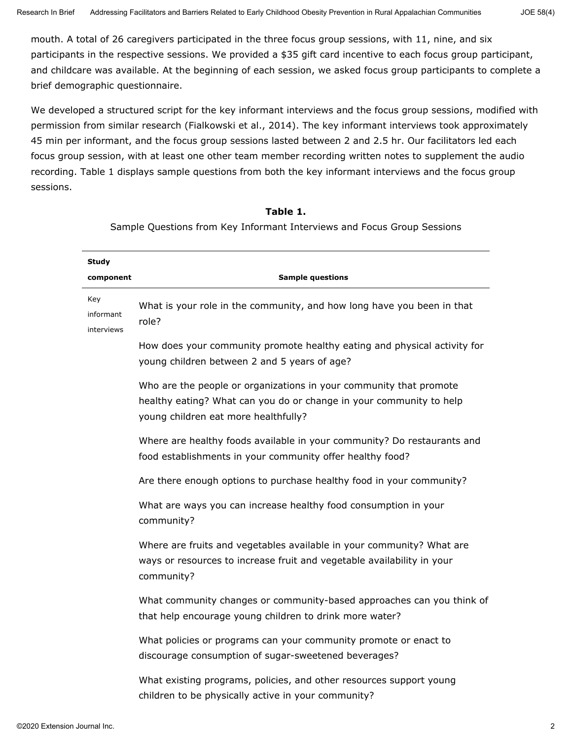mouth. A total of 26 caregivers participated in the three focus group sessions, with 11, nine, and six participants in the respective sessions. We provided a $35 gift card incentive to each focus group participant, and childcare was available. At the beginning of each session, we asked focus group participants to complete a brief demographic questionnaire.

We developed a structured script for the key informant interviews and the focus group sessions, modified with permission from similar research (Fialkowski et al., 2014). The key informant interviews took approximately 45 min per informant, and the focus group sessions lasted between 2 and 2.5 hr. Our facilitators led each focus group session, with at least one other team member recording written notes to supplement the audio recording. Table 1 displays sample questions from both the key informant interviews and the focus group sessions.

**Table 1.**

Sample Questions from Key Informant Interviews and Focus Group Sessions

| Study component | Sample questions |
|---|---|
| Key informant interviews | What is your role in the community, and how long have you been in that role? |
| | How does your community promote healthy eating and physical activity for young children between 2 and 5 years of age? |
| | Who are the people or organizations in your community that promote healthy eating? What can you do or change in your community to help young children eat more healthfully? |
| | Where are healthy foods available in your community? Do restaurants and food establishments in your community offer healthy food? |
| | Are there enough options to purchase healthy food in your community? |
| | What are ways you can increase healthy food consumption in your community? |
| | Where are fruits and vegetables available in your community? What are ways or resources to increase fruit and vegetable availability in your community? |
| | What community changes or community-based approaches can you think of that help encourage young children to drink more water? |
| | What policies or programs can your community promote or enact to discourage consumption of sugar-sweetened beverages? |
| | What existing programs, policies, and other resources support young children to be physically active in your community? |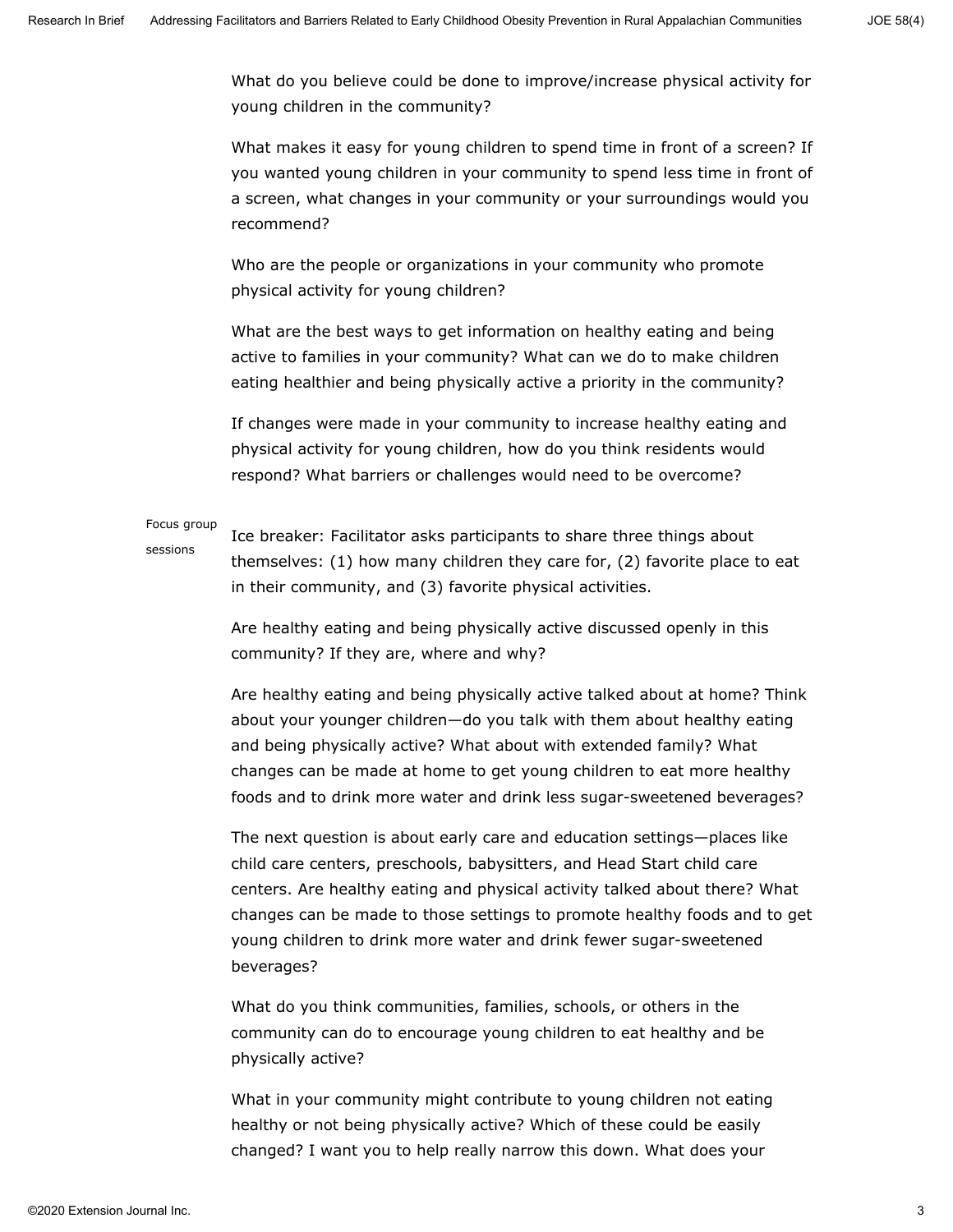What do you believe could be done to improve/increase physical activity for young children in the community?

What makes it easy for young children to spend time in front of a screen? If you wanted young children in your community to spend less time in front of a screen, what changes in your community or your surroundings would you recommend?

Who are the people or organizations in your community who promote physical activity for young children?

What are the best ways to get information on healthy eating and being active to families in your community? What can we do to make children eating healthier and being physically active a priority in the community?

If changes were made in your community to increase healthy eating and physical activity for young children, how do you think residents would respond? What barriers or challenges would need to be overcome?

Focus group sessions

Ice breaker: Facilitator asks participants to share three things about themselves: (1) how many children they care for, (2) favorite place to eat in their community, and (3) favorite physical activities.

Are healthy eating and being physically active discussed openly in this community? If they are, where and why?

Are healthy eating and being physically active talked about at home? Think about your younger children—do you talk with them about healthy eating and being physically active? What about with extended family? What changes can be made at home to get young children to eat more healthy foods and to drink more water and drink less sugar-sweetened beverages?

The next question is about early care and education settings—places like child care centers, preschools, babysitters, and Head Start child care centers. Are healthy eating and physical activity talked about there? What changes can be made to those settings to promote healthy foods and to get young children to drink more water and drink fewer sugar-sweetened beverages?

What do you think communities, families, schools, or others in the community can do to encourage young children to eat healthy and be physically active?

What in your community might contribute to young children not eating healthy or not being physically active? Which of these could be easily changed? I want you to help really narrow this down. What does your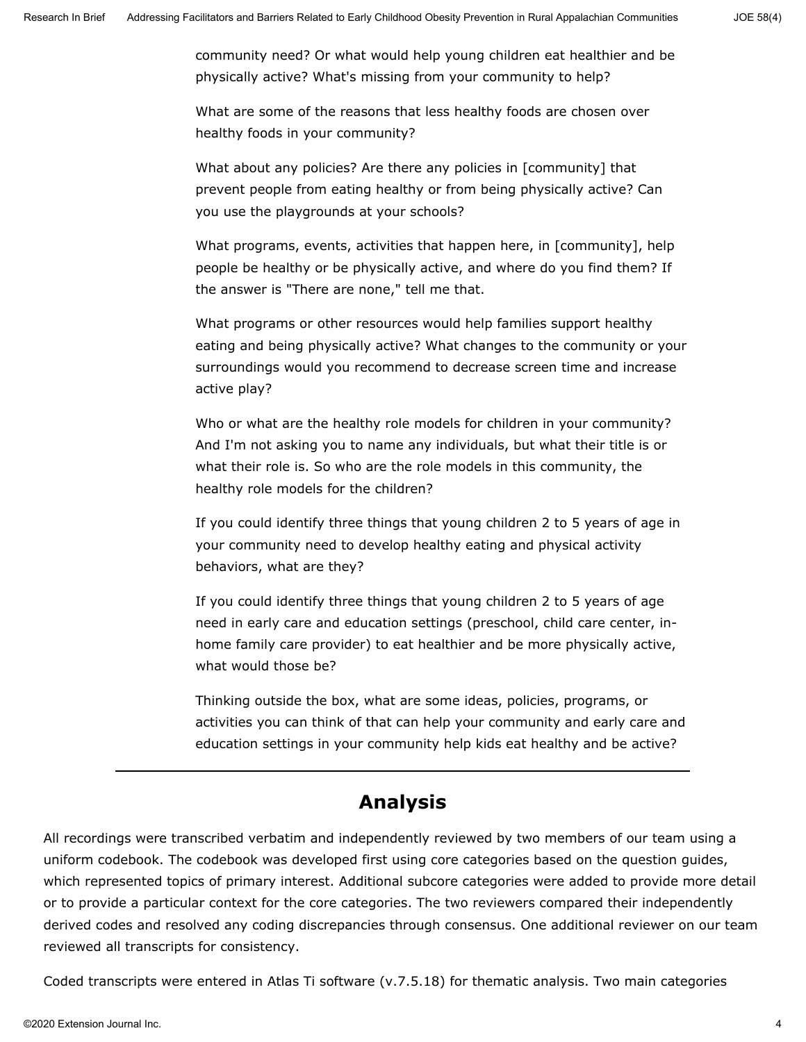community need? Or what would help young children eat healthier and be physically active? What's missing from your community to help?

What are some of the reasons that less healthy foods are chosen over healthy foods in your community?

What about any policies? Are there any policies in [community] that prevent people from eating healthy or from being physically active? Can you use the playgrounds at your schools?

What programs, events, activities that happen here, in [community], help people be healthy or be physically active, and where do you find them? If the answer is "There are none," tell me that.

What programs or other resources would help families support healthy eating and being physically active? What changes to the community or your surroundings would you recommend to decrease screen time and increase active play?

Who or what are the healthy role models for children in your community? And I'm not asking you to name any individuals, but what their title is or what their role is. So who are the role models in this community, the healthy role models for the children?

If you could identify three things that young children 2 to 5 years of age in your community need to develop healthy eating and physical activity behaviors, what are they?

If you could identify three things that young children 2 to 5 years of age need in early care and education settings (preschool, child care center, in-home family care provider) to eat healthier and be more physically active, what would those be?

Thinking outside the box, what are some ideas, policies, programs, or activities you can think of that can help your community and early care and education settings in your community help kids eat healthy and be active?

---

## Analysis

All recordings were transcribed verbatim and independently reviewed by two members of our team using a uniform codebook. The codebook was developed first using core categories based on the question guides, which represented topics of primary interest. Additional subcore categories were added to provide more detail or to provide a particular context for the core categories. The two reviewers compared their independently derived codes and resolved any coding discrepancies through consensus. One additional reviewer on our team reviewed all transcripts for consistency.

Coded transcripts were entered in Atlas Ti software (v.7.5.18) for thematic analysis. Two main categories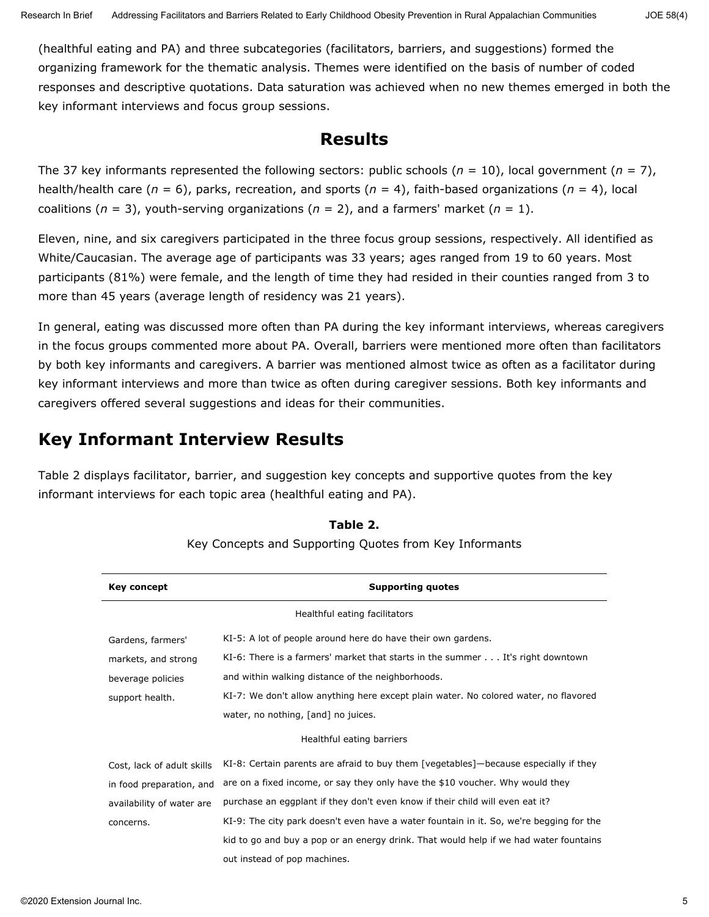(healthful eating and PA) and three subcategories (facilitators, barriers, and suggestions) formed the organizing framework for the thematic analysis. Themes were identified on the basis of number of coded responses and descriptive quotations. Data saturation was achieved when no new themes emerged in both the key informant interviews and focus group sessions.

## Results

The 37 key informants represented the following sectors: public schools (*n* = 10), local government (*n* = 7), health/health care (*n* = 6), parks, recreation, and sports (*n* = 4), faith-based organizations (*n* = 4), local coalitions (*n* = 3), youth-serving organizations (*n* = 2), and a farmers' market (*n* = 1).

Eleven, nine, and six caregivers participated in the three focus group sessions, respectively. All identified as White/Caucasian. The average age of participants was 33 years; ages ranged from 19 to 60 years. Most participants (81%) were female, and the length of time they had resided in their counties ranged from 3 to more than 45 years (average length of residency was 21 years).

In general, eating was discussed more often than PA during the key informant interviews, whereas caregivers in the focus groups commented more about PA. Overall, barriers were mentioned more often than facilitators by both key informants and caregivers. A barrier was mentioned almost twice as often as a facilitator during key informant interviews and more than twice as often during caregiver sessions. Both key informants and caregivers offered several suggestions and ideas for their communities.

## Key Informant Interview Results

Table 2 displays facilitator, barrier, and suggestion key concepts and supportive quotes from the key informant interviews for each topic area (healthful eating and PA).

**Table 2.**
Key Concepts and Supporting Quotes from Key Informants

| Key concept | Supporting quotes |
|---|---|
| | Healthful eating facilitators |
| Gardens, farmers' markets, and strong beverage policies support health. | KI-5: A lot of people around here do have their own gardens.<br>KI-6: There is a farmers' market that starts in the summer . . . It's right downtown and within walking distance of the neighborhoods.<br>KI-7: We don't allow anything here except plain water. No colored water, no flavored water, no nothing, [and] no juices. |
| | Healthful eating barriers |
| Cost, lack of adult skills in food preparation, and availability of water are concerns. | KI-8: Certain parents are afraid to buy them [vegetables]—because especially if they are on a fixed income, or say they only have the $10 voucher. Why would they purchase an eggplant if they don't even know if their child will even eat it?<br>KI-9: The city park doesn't even have a water fountain in it. So, we're begging for the kid to go and buy a pop or an energy drink. That would help if we had water fountains out instead of pop machines. |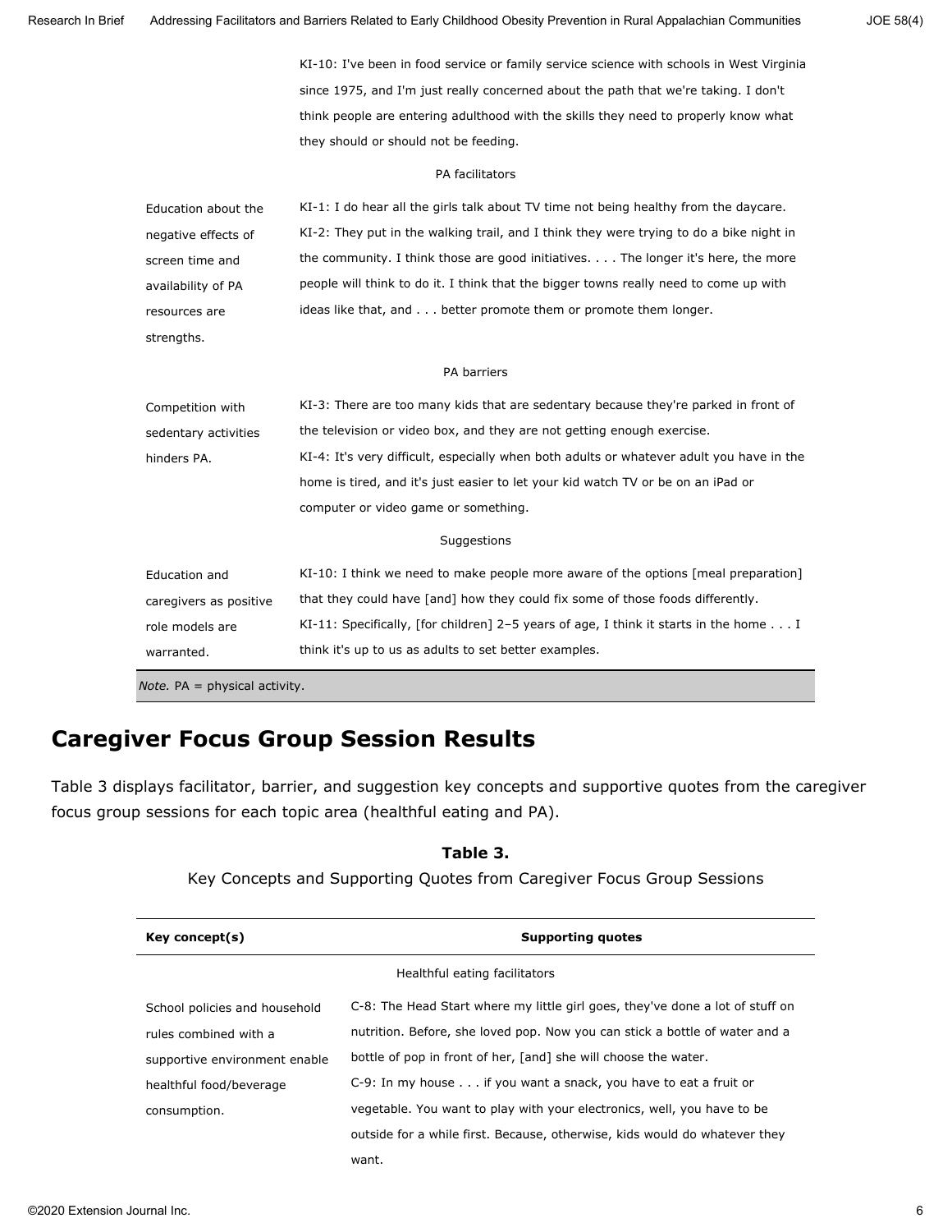| | |
|---|---|
| | KI-10: I've been in food service or family service science with schools in West Virginia since 1975, and I'm just really concerned about the path that we're taking. I don't think people are entering adulthood with the skills they need to properly know what they should or should not be feeding. |
| | PA facilitators |
| Education about the negative effects of screen time and availability of PA resources are strengths. | KI-1: I do hear all the girls talk about TV time not being healthy from the daycare.<br>KI-2: They put in the walking trail, and I think they were trying to do a bike night in the community. I think those are good initiatives. . . . The longer it's here, the more people will think to do it. I think that the bigger towns really need to come up with ideas like that, and . . . better promote them or promote them longer. |
| | PA barriers |
| Competition with sedentary activities hinders PA. | KI-3: There are too many kids that are sedentary because they're parked in front of the television or video box, and they are not getting enough exercise.<br>KI-4: It's very difficult, especially when both adults or whatever adult you have in the home is tired, and it's just easier to let your kid watch TV or be on an iPad or computer or video game or something. |
| | Suggestions |
| Education and caregivers as positive role models are warranted. | KI-10: I think we need to make people more aware of the options [meal preparation] that they could have [and] how they could fix some of those foods differently.<br>KI-11: Specifically, [for children] 2–5 years of age, I think it starts in the home . . . I think it's up to us as adults to set better examples. |

*Note.* PA = physical activity.

## Caregiver Focus Group Session Results

Table 3 displays facilitator, barrier, and suggestion key concepts and supportive quotes from the caregiver focus group sessions for each topic area (healthful eating and PA).

**Table 3.**

Key Concepts and Supporting Quotes from Caregiver Focus Group Sessions

| **Key concept(s)** | **Supporting quotes** |
|---|---|
| | Healthful eating facilitators |
| School policies and household rules combined with a supportive environment enable healthful food/beverage consumption. | C-8: The Head Start where my little girl goes, they've done a lot of stuff on nutrition. Before, she loved pop. Now you can stick a bottle of water and a bottle of pop in front of her, [and] she will choose the water.<br>C-9: In my house . . . if you want a snack, you have to eat a fruit or vegetable. You want to play with your electronics, well, you have to be outside for a while first. Because, otherwise, kids would do whatever they want. |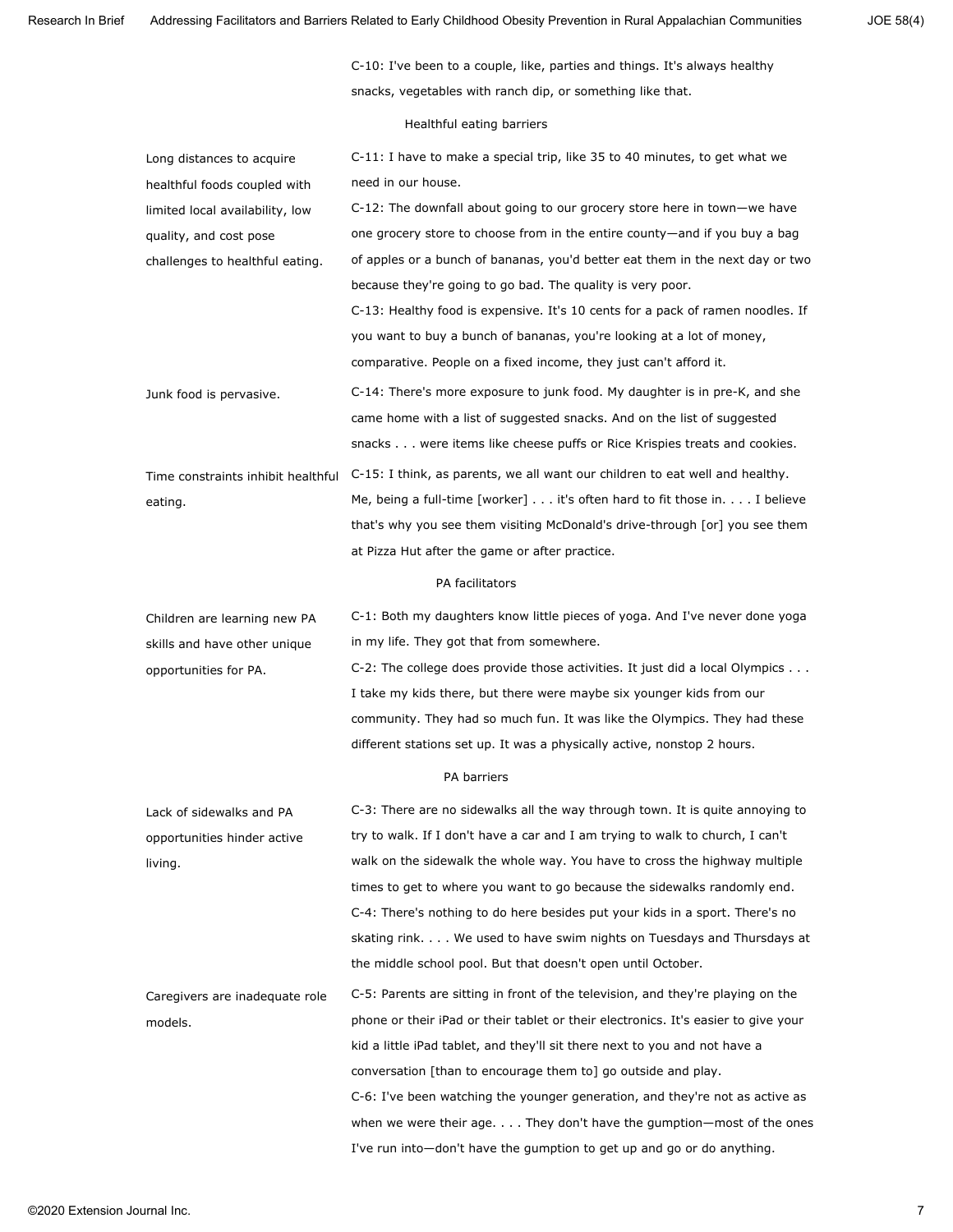| | |
|---|---|
| | C-10: I've been to a couple, like, parties and things. It's always healthy snacks, vegetables with ranch dip, or something like that. |
| | Healthful eating barriers |
| Long distances to acquire healthful foods coupled with limited local availability, low quality, and cost pose challenges to healthful eating. | C-11: I have to make a special trip, like 35 to 40 minutes, to get what we need in our house.<br>C-12: The downfall about going to our grocery store here in town—we have one grocery store to choose from in the entire county—and if you buy a bag of apples or a bunch of bananas, you'd better eat them in the next day or two because they're going to go bad. The quality is very poor.<br>C-13: Healthy food is expensive. It's 10 cents for a pack of ramen noodles. If you want to buy a bunch of bananas, you're looking at a lot of money, comparative. People on a fixed income, they just can't afford it. |
| Junk food is pervasive. | C-14: There's more exposure to junk food. My daughter is in pre-K, and she came home with a list of suggested snacks. And on the list of suggested snacks . . . were items like cheese puffs or Rice Krispies treats and cookies. |
| Time constraints inhibit healthful eating. | C-15: I think, as parents, we all want our children to eat well and healthy. Me, being a full-time [worker] . . . it's often hard to fit those in. . . . I believe that's why you see them visiting McDonald's drive-through [or] you see them at Pizza Hut after the game or after practice. |
| | PA facilitators |
| Children are learning new PA skills and have other unique opportunities for PA. | C-1: Both my daughters know little pieces of yoga. And I've never done yoga in my life. They got that from somewhere.<br>C-2: The college does provide those activities. It just did a local Olympics . . . I take my kids there, but there were maybe six younger kids from our community. They had so much fun. It was like the Olympics. They had these different stations set up. It was a physically active, nonstop 2 hours. |
| | PA barriers |
| Lack of sidewalks and PA opportunities hinder active living. | C-3: There are no sidewalks all the way through town. It is quite annoying to try to walk. If I don't have a car and I am trying to walk to church, I can't walk on the sidewalk the whole way. You have to cross the highway multiple times to get to where you want to go because the sidewalks randomly end.<br>C-4: There's nothing to do here besides put your kids in a sport. There's no skating rink. . . . We used to have swim nights on Tuesdays and Thursdays at the middle school pool. But that doesn't open until October. |
| Caregivers are inadequate role models. | C-5: Parents are sitting in front of the television, and they're playing on the phone or their iPad or their tablet or their electronics. It's easier to give your kid a little iPad tablet, and they'll sit there next to you and not have a conversation [than to encourage them to] go outside and play.<br>C-6: I've been watching the younger generation, and they're not as active as when we were their age. . . . They don't have the gumption—most of the ones I've run into—don't have the gumption to get up and go or do anything. |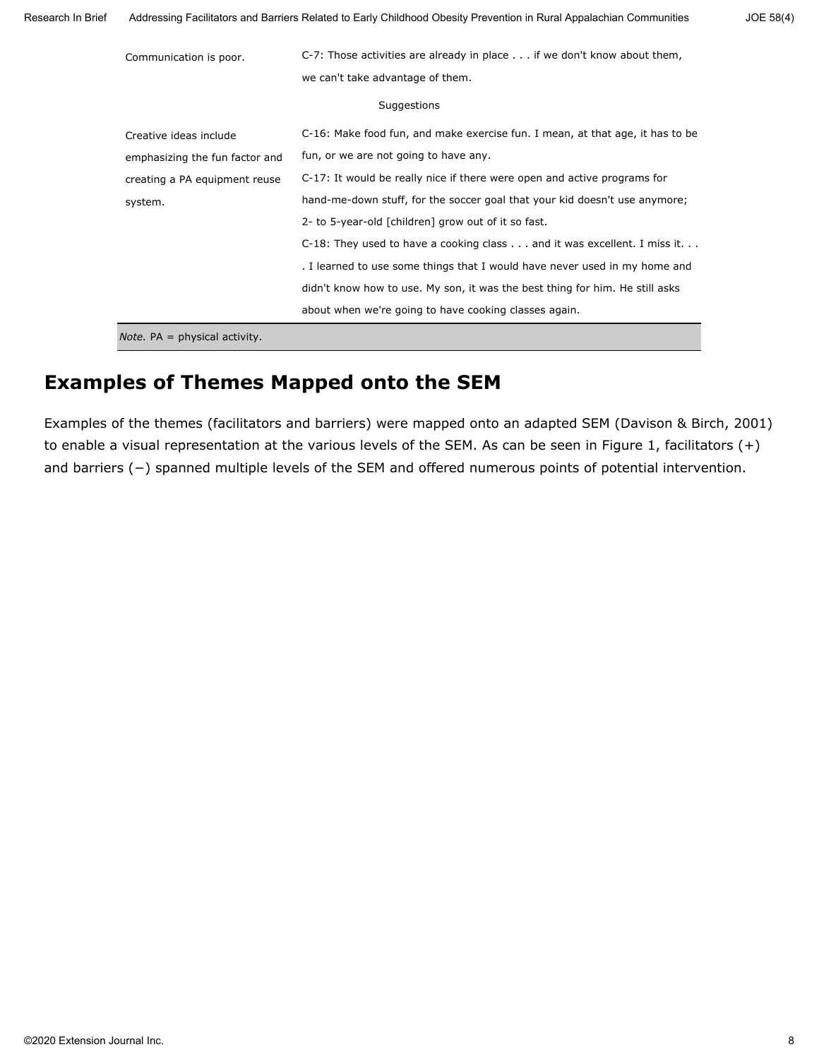| | |
|---|---|
| Communication is poor. | C-7: Those activities are already in place . . . if we don't know about them, we can't take advantage of them. |
| | Suggestions |
| Creative ideas include emphasizing the fun factor and creating a PA equipment reuse system. | C-16: Make food fun, and make exercise fun. I mean, at that age, it has to be fun, or we are not going to have any.<br>C-17: It would be really nice if there were open and active programs for hand-me-down stuff, for the soccer goal that your kid doesn't use anymore; 2- to 5-year-old [children] grow out of it so fast.<br>C-18: They used to have a cooking class . . . and it was excellent. I miss it. . . . I learned to use some things that I would have never used in my home and didn't know how to use. My son, it was the best thing for him. He still asks about when we're going to have cooking classes again. |

*Note.* PA = physical activity.

## Examples of Themes Mapped onto the SEM

Examples of the themes (facilitators and barriers) were mapped onto an adapted SEM (Davison & Birch, 2001) to enable a visual representation at the various levels of the SEM. As can be seen in Figure 1, facilitators (+) and barriers (−) spanned multiple levels of the SEM and offered numerous points of potential intervention.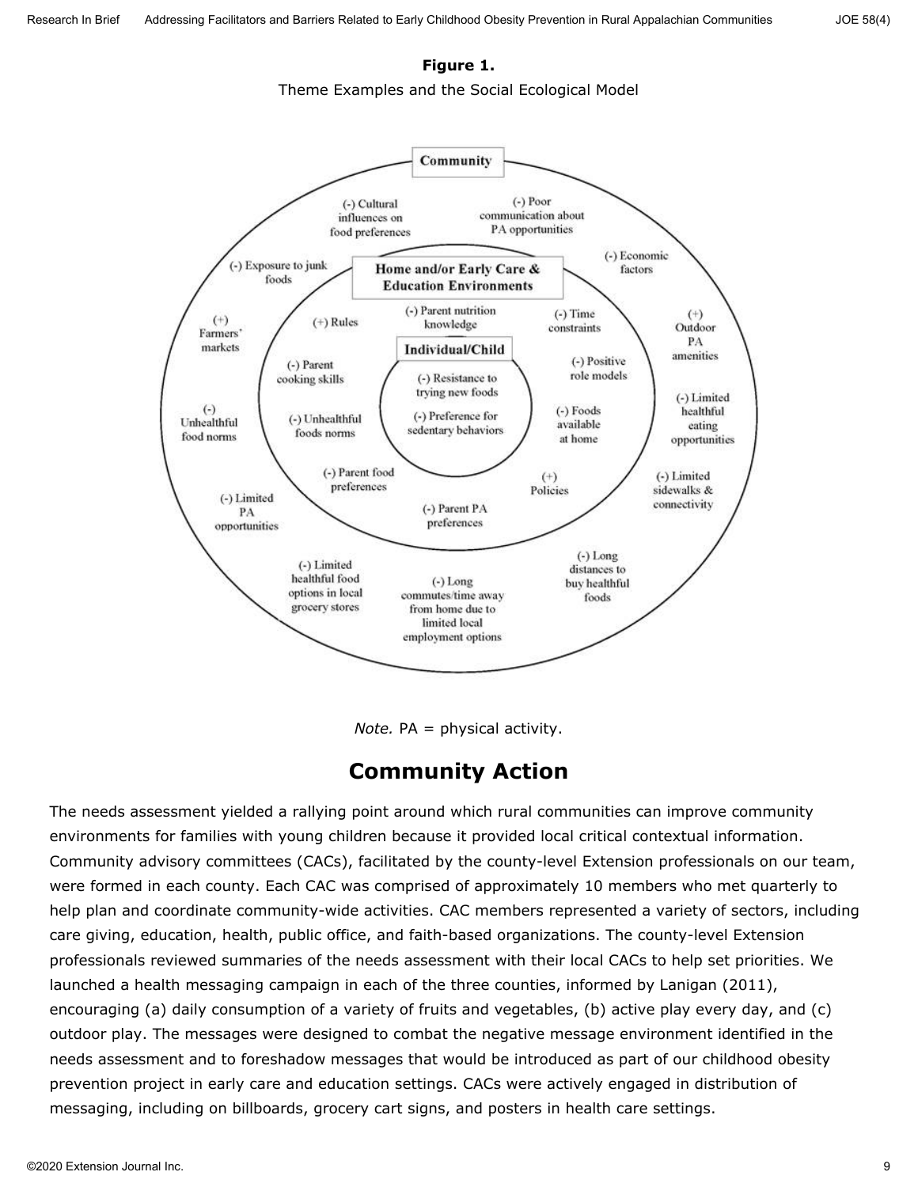**Figure 1.**

Theme Examples and the Social Ecological Model

Community

(-) Cultural influences on food preferences

(-) Poor communication about PA opportunities

(-) Exposure to junk foods

(-) Economic factors

(+) Farmers' markets

(+) Outdoor PA amenities

(-) Unhealthful food norms

(-) Limited healthful eating opportunities

(-) Limited PA opportunities

(-) Limited sidewalks & connectivity

(-) Limited healthful food options in local grocery stores

(-) Long commutes/time away from home due to limited local employment options

(-) Long distances to buy healthful foods

Home and/or Early Care & Education Environments

(+) Rules

(-) Parent nutrition knowledge

(-) Time constraints

(-) Parent cooking skills

(-) Positive role models

(-) Unhealthful foods norms

(-) Foods available at home

(-) Parent food preferences

(+) Policies

(-) Parent PA preferences

Individual/Child

(-) Resistance to trying new foods

(-) Preference for sedentary behaviors

*Note.* PA = physical activity.

## Community Action

The needs assessment yielded a rallying point around which rural communities can improve community environments for families with young children because it provided local critical contextual information. Community advisory committees (CACs), facilitated by the county-level Extension professionals on our team, were formed in each county. Each CAC was comprised of approximately 10 members who met quarterly to help plan and coordinate community-wide activities. CAC members represented a variety of sectors, including care giving, education, health, public office, and faith-based organizations. The county-level Extension professionals reviewed summaries of the needs assessment with their local CACs to help set priorities. We launched a health messaging campaign in each of the three counties, informed by Lanigan (2011), encouraging (a) daily consumption of a variety of fruits and vegetables, (b) active play every day, and (c) outdoor play. The messages were designed to combat the negative message environment identified in the needs assessment and to foreshadow messages that would be introduced as part of our childhood obesity prevention project in early care and education settings. CACs were actively engaged in distribution of messaging, including on billboards, grocery cart signs, and posters in health care settings.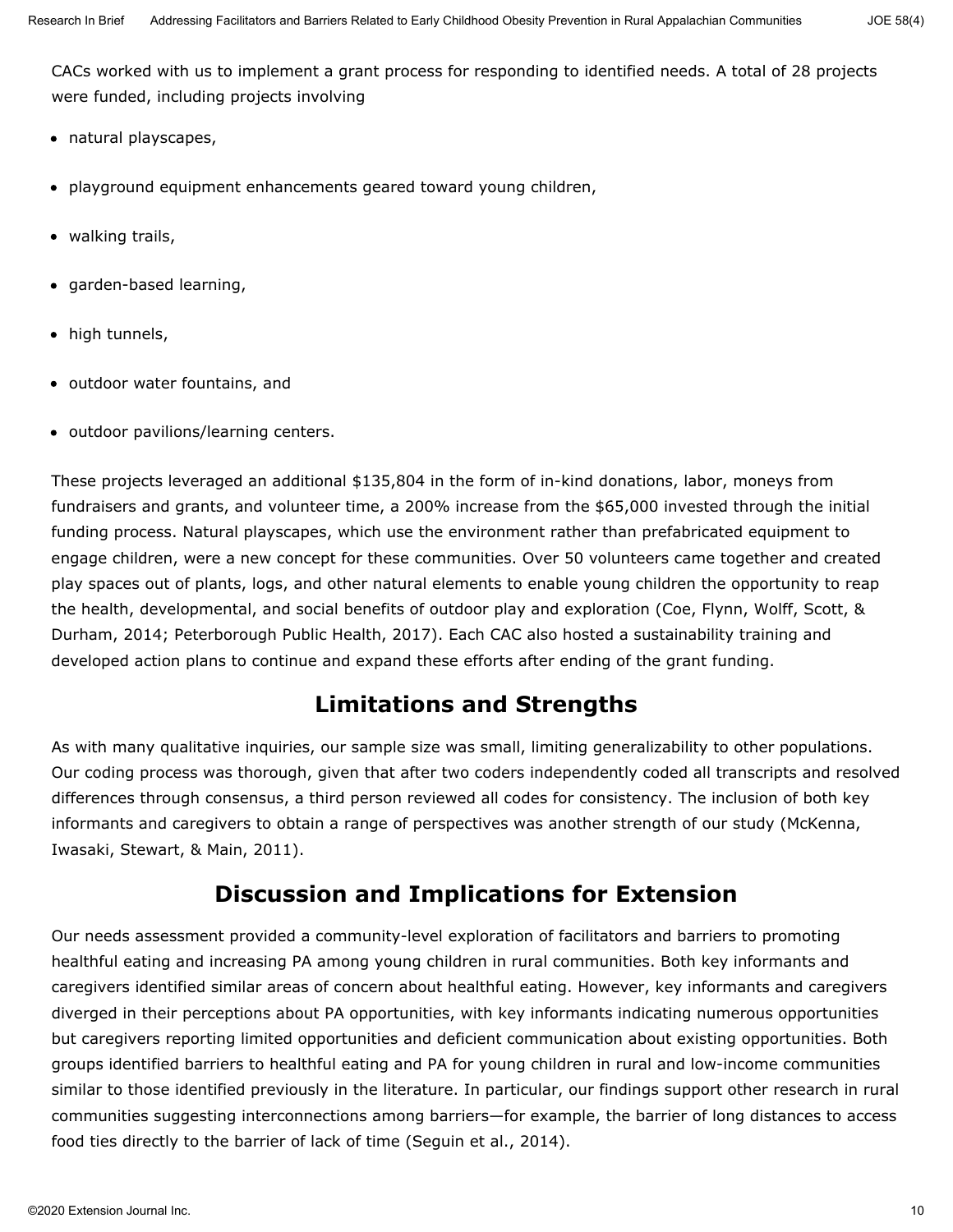CACs worked with us to implement a grant process for responding to identified needs. A total of 28 projects were funded, including projects involving

- natural playscapes,
- playground equipment enhancements geared toward young children,
- walking trails,
- garden-based learning,
- high tunnels,
- outdoor water fountains, and
- outdoor pavilions/learning centers.

These projects leveraged an additional $135,804 in the form of in-kind donations, labor, moneys from fundraisers and grants, and volunteer time, a 200% increase from the $65,000 invested through the initial funding process. Natural playscapes, which use the environment rather than prefabricated equipment to engage children, were a new concept for these communities. Over 50 volunteers came together and created play spaces out of plants, logs, and other natural elements to enable young children the opportunity to reap the health, developmental, and social benefits of outdoor play and exploration (Coe, Flynn, Wolff, Scott, & Durham, 2014; Peterborough Public Health, 2017). Each CAC also hosted a sustainability training and developed action plans to continue and expand these efforts after ending of the grant funding.

## Limitations and Strengths

As with many qualitative inquiries, our sample size was small, limiting generalizability to other populations. Our coding process was thorough, given that after two coders independently coded all transcripts and resolved differences through consensus, a third person reviewed all codes for consistency. The inclusion of both key informants and caregivers to obtain a range of perspectives was another strength of our study (McKenna, Iwasaki, Stewart, & Main, 2011).

## Discussion and Implications for Extension

Our needs assessment provided a community-level exploration of facilitators and barriers to promoting healthful eating and increasing PA among young children in rural communities. Both key informants and caregivers identified similar areas of concern about healthful eating. However, key informants and caregivers diverged in their perceptions about PA opportunities, with key informants indicating numerous opportunities but caregivers reporting limited opportunities and deficient communication about existing opportunities. Both groups identified barriers to healthful eating and PA for young children in rural and low-income communities similar to those identified previously in the literature. In particular, our findings support other research in rural communities suggesting interconnections among barriers—for example, the barrier of long distances to access food ties directly to the barrier of lack of time (Seguin et al., 2014).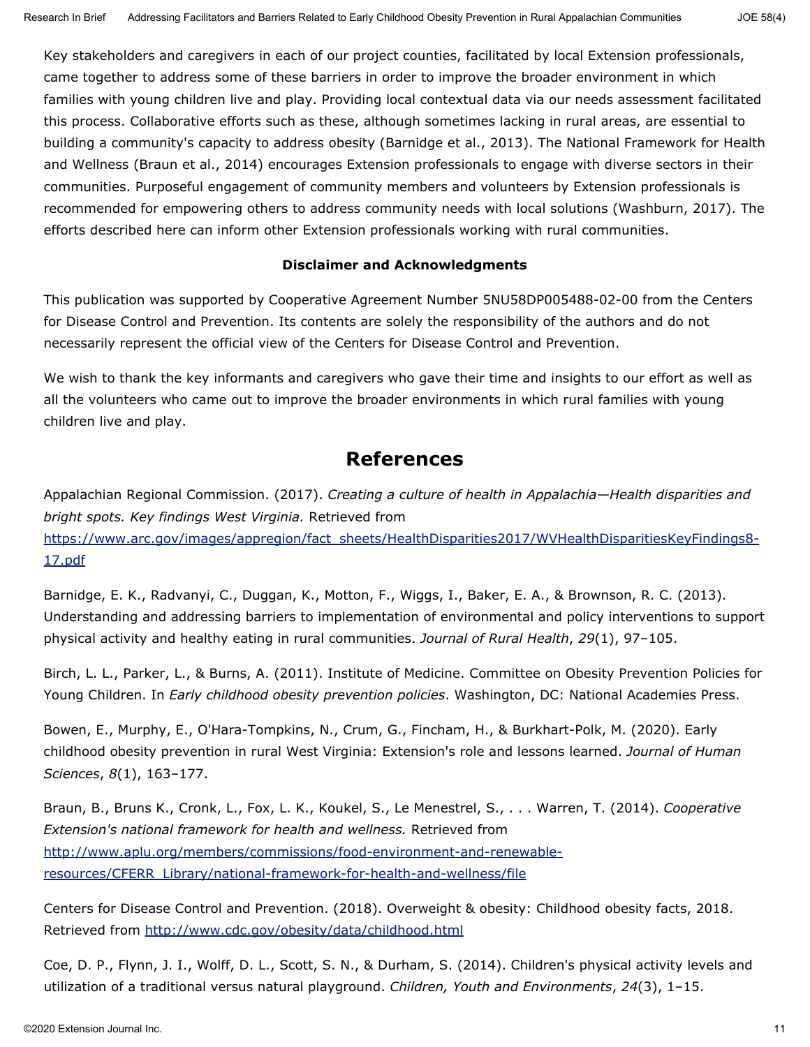Key stakeholders and caregivers in each of our project counties, facilitated by local Extension professionals, came together to address some of these barriers in order to improve the broader environment in which families with young children live and play. Providing local contextual data via our needs assessment facilitated this process. Collaborative efforts such as these, although sometimes lacking in rural areas, are essential to building a community's capacity to address obesity (Barnidge et al., 2013). The National Framework for Health and Wellness (Braun et al., 2014) encourages Extension professionals to engage with diverse sectors in their communities. Purposeful engagement of community members and volunteers by Extension professionals is recommended for empowering others to address community needs with local solutions (Washburn, 2017). The efforts described here can inform other Extension professionals working with rural communities.

### Disclaimer and Acknowledgments

This publication was supported by Cooperative Agreement Number 5NU58DP005488-02-00 from the Centers for Disease Control and Prevention. Its contents are solely the responsibility of the authors and do not necessarily represent the official view of the Centers for Disease Control and Prevention.

We wish to thank the key informants and caregivers who gave their time and insights to our effort as well as all the volunteers who came out to improve the broader environments in which rural families with young children live and play.

## References

Appalachian Regional Commission. (2017). *Creating a culture of health in Appalachia—Health disparities and bright spots. Key findings West Virginia.* Retrieved from https://www.arc.gov/images/appregion/fact_sheets/HealthDisparities2017/WVHealthDisparitiesKeyFindings8-17.pdf

Barnidge, E. K., Radvanyi, C., Duggan, K., Motton, F., Wiggs, I., Baker, E. A., & Brownson, R. C. (2013). Understanding and addressing barriers to implementation of environmental and policy interventions to support physical activity and healthy eating in rural communities. *Journal of Rural Health*, *29*(1), 97–105.

Birch, L. L., Parker, L., & Burns, A. (2011). Institute of Medicine. Committee on Obesity Prevention Policies for Young Children. In *Early childhood obesity prevention policies*. Washington, DC: National Academies Press.

Bowen, E., Murphy, E., O'Hara-Tompkins, N., Crum, G., Fincham, H., & Burkhart-Polk, M. (2020). Early childhood obesity prevention in rural West Virginia: Extension's role and lessons learned. *Journal of Human Sciences*, *8*(1), 163–177.

Braun, B., Bruns K., Cronk, L., Fox, L. K., Koukel, S., Le Menestrel, S., . . . Warren, T. (2014). *Cooperative Extension's national framework for health and wellness.* Retrieved from http://www.aplu.org/members/commissions/food-environment-and-renewable-resources/CFERR_Library/national-framework-for-health-and-wellness/file

Centers for Disease Control and Prevention. (2018). Overweight & obesity: Childhood obesity facts, 2018. Retrieved from http://www.cdc.gov/obesity/data/childhood.html

Coe, D. P., Flynn, J. I., Wolff, D. L., Scott, S. N., & Durham, S. (2014). Children's physical activity levels and utilization of a traditional versus natural playground. *Children, Youth and Environments*, *24*(3), 1–15.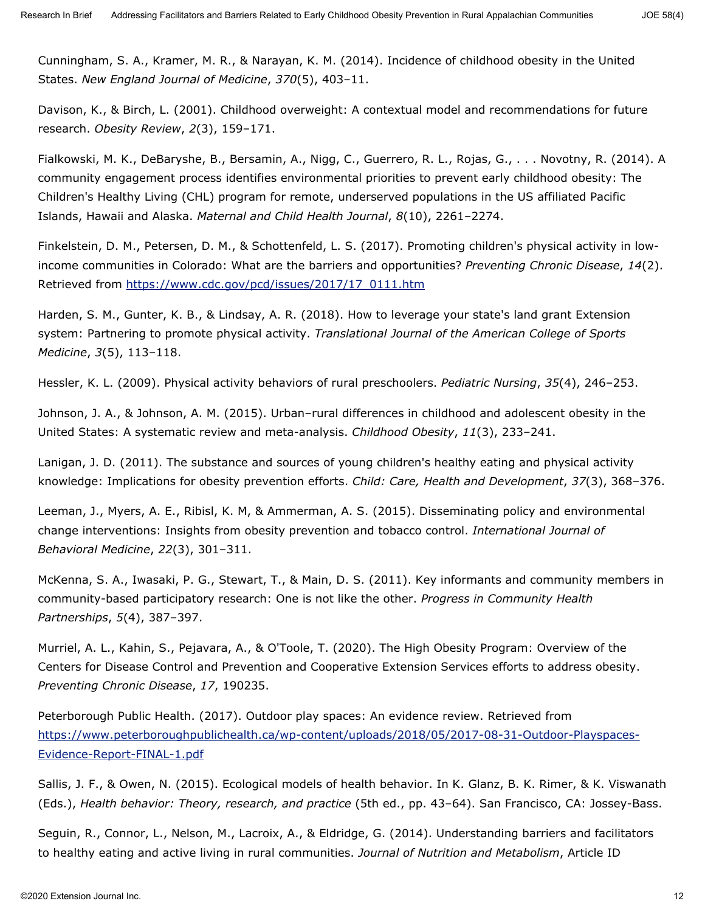Cunningham, S. A., Kramer, M. R., & Narayan, K. M. (2014). Incidence of childhood obesity in the United States. *New England Journal of Medicine*, *370*(5), 403–11.

Davison, K., & Birch, L. (2001). Childhood overweight: A contextual model and recommendations for future research. *Obesity Review*, *2*(3), 159–171.

Fialkowski, M. K., DeBaryshe, B., Bersamin, A., Nigg, C., Guerrero, R. L., Rojas, G., . . . Novotny, R. (2014). A community engagement process identifies environmental priorities to prevent early childhood obesity: The Children's Healthy Living (CHL) program for remote, underserved populations in the US affiliated Pacific Islands, Hawaii and Alaska. *Maternal and Child Health Journal*, *8*(10), 2261–2274.

Finkelstein, D. M., Petersen, D. M., & Schottenfeld, L. S. (2017). Promoting children's physical activity in low-income communities in Colorado: What are the barriers and opportunities? *Preventing Chronic Disease*, *14*(2). Retrieved from [https://www.cdc.gov/pcd/issues/2017/17_0111.htm](https://www.cdc.gov/pcd/issues/2017/17_0111.htm)

Harden, S. M., Gunter, K. B., & Lindsay, A. R. (2018). How to leverage your state's land grant Extension system: Partnering to promote physical activity. *Translational Journal of the American College of Sports Medicine*, *3*(5), 113–118.

Hessler, K. L. (2009). Physical activity behaviors of rural preschoolers. *Pediatric Nursing*, *35*(4), 246–253.

Johnson, J. A., & Johnson, A. M. (2015). Urban–rural differences in childhood and adolescent obesity in the United States: A systematic review and meta-analysis. *Childhood Obesity*, *11*(3), 233–241.

Lanigan, J. D. (2011). The substance and sources of young children's healthy eating and physical activity knowledge: Implications for obesity prevention efforts. *Child: Care, Health and Development*, *37*(3), 368–376.

Leeman, J., Myers, A. E., Ribisl, K. M, & Ammerman, A. S. (2015). Disseminating policy and environmental change interventions: Insights from obesity prevention and tobacco control. *International Journal of Behavioral Medicine*, *22*(3), 301–311.

McKenna, S. A., Iwasaki, P. G., Stewart, T., & Main, D. S. (2011). Key informants and community members in community-based participatory research: One is not like the other. *Progress in Community Health Partnerships*, *5*(4), 387–397.

Murriel, A. L., Kahin, S., Pejavara, A., & O'Toole, T. (2020). The High Obesity Program: Overview of the Centers for Disease Control and Prevention and Cooperative Extension Services efforts to address obesity. *Preventing Chronic Disease*, *17*, 190235.

Peterborough Public Health. (2017). Outdoor play spaces: An evidence review. Retrieved from [https://www.peterboroughpublichealth.ca/wp-content/uploads/2018/05/2017-08-31-Outdoor-Playspaces-Evidence-Report-FINAL-1.pdf](https://www.peterboroughpublichealth.ca/wp-content/uploads/2018/05/2017-08-31-Outdoor-Playspaces-Evidence-Report-FINAL-1.pdf)

Sallis, J. F., & Owen, N. (2015). Ecological models of health behavior. In K. Glanz, B. K. Rimer, & K. Viswanath (Eds.), *Health behavior: Theory, research, and practice* (5th ed., pp. 43–64). San Francisco, CA: Jossey-Bass.

Seguin, R., Connor, L., Nelson, M., Lacroix, A., & Eldridge, G. (2014). Understanding barriers and facilitators to healthy eating and active living in rural communities. *Journal of Nutrition and Metabolism*, Article ID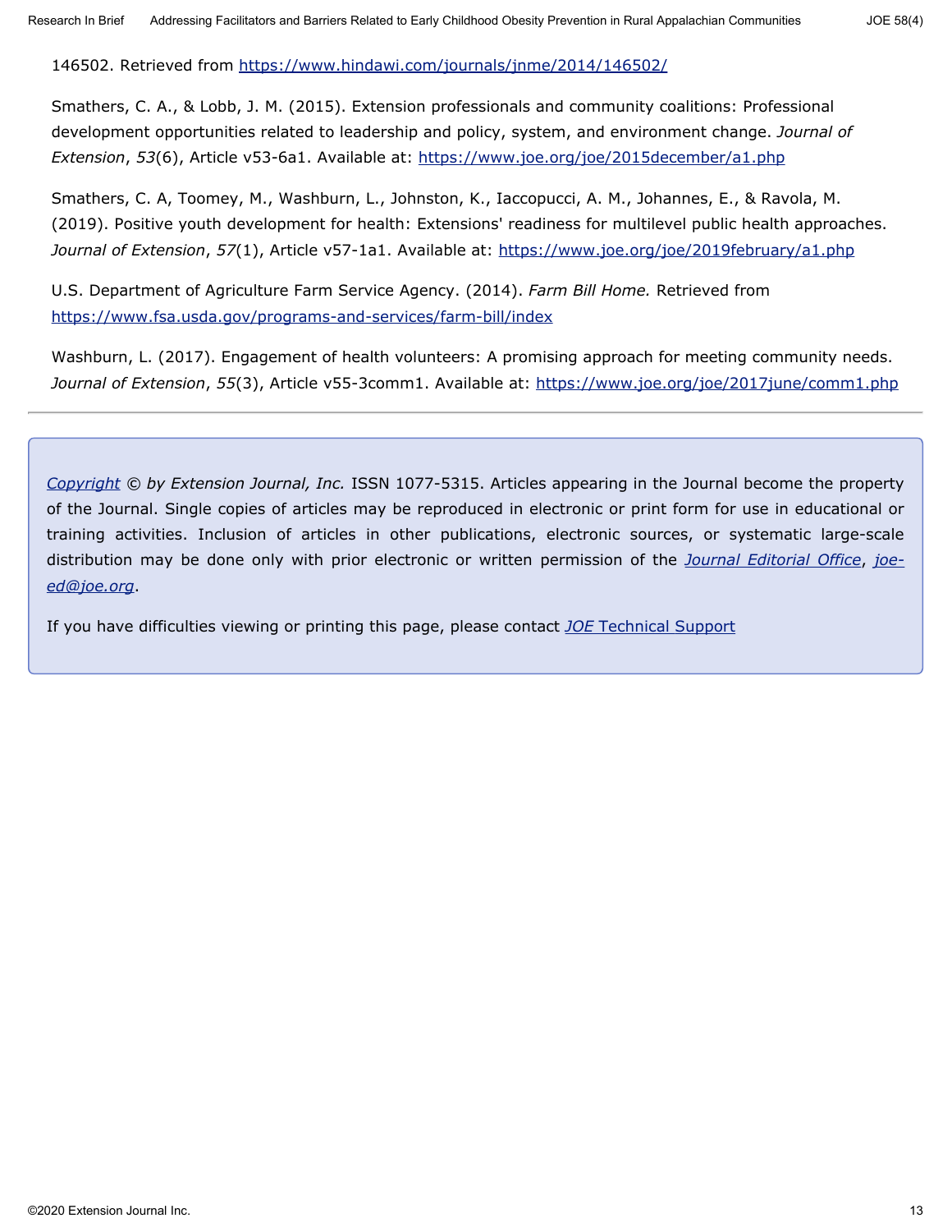146502. Retrieved from https://www.hindawi.com/journals/jnme/2014/146502/

Smathers, C. A., & Lobb, J. M. (2015). Extension professionals and community coalitions: Professional development opportunities related to leadership and policy, system, and environment change. *Journal of Extension*, *53*(6), Article v53-6a1. Available at: https://www.joe.org/joe/2015december/a1.php

Smathers, C. A, Toomey, M., Washburn, L., Johnston, K., Iaccopucci, A. M., Johannes, E., & Ravola, M. (2019). Positive youth development for health: Extensions' readiness for multilevel public health approaches. *Journal of Extension*, *57*(1), Article v57-1a1. Available at: https://www.joe.org/joe/2019february/a1.php

U.S. Department of Agriculture Farm Service Agency. (2014). *Farm Bill Home.* Retrieved from https://www.fsa.usda.gov/programs-and-services/farm-bill/index

Washburn, L. (2017). Engagement of health volunteers: A promising approach for meeting community needs. *Journal of Extension*, *55*(3), Article v55-3comm1. Available at: https://www.joe.org/joe/2017june/comm1.php

---

*Copyright © by Extension Journal, Inc.* ISSN 1077-5315. Articles appearing in the Journal become the property of the Journal. Single copies of articles may be reproduced in electronic or print form for use in educational or training activities. Inclusion of articles in other publications, electronic sources, or systematic large-scale distribution may be done only with prior electronic or written permission of the *Journal Editorial Office*, *joe-ed@joe.org*.

If you have difficulties viewing or printing this page, please contact *JOE* Technical Support